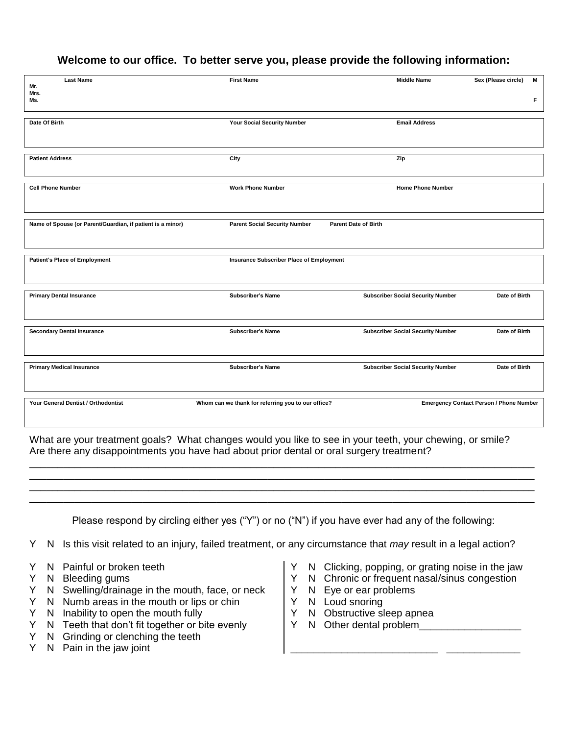**Welcome to our office. To better serve you, please provide the following information:**

| Last Name<br>Mr.<br>Mrs.<br>Ms. | First Name | Middle Name | Sex (Please circle) M F |
|---|---|---|---|
| | | | |

| Date Of Birth | Your Social Security Number | Email Address |
|---|---|---|
| | | |

| Patient Address | City | Zip |
|---|---|---|
| | | |

| Cell Phone Number | Work Phone Number | Home Phone Number |
|---|---|---|
| | | |

| Name of Spouse (or Parent/Guardian, if patient is a minor) | Parent Social Security Number | Parent Date of Birth |
|---|---|---|
| | | |

| Patient's Place of Employment | Insurance Subscriber Place of Employment |
|---|---|
| | |

| Primary Dental Insurance | Subscriber's Name | Subscriber Social Security Number | Date of Birth |
|---|---|---|---|
| | | | |

| Secondary Dental Insurance | Subscriber's Name | Subscriber Social Security Number | Date of Birth |
|---|---|---|---|
| | | | |

| Primary Medical Insurance | Subscriber's Name | Subscriber Social Security Number | Date of Birth |
|---|---|---|---|
| | | | |

| Your General Dentist / Orthodontist | Whom can we thank for referring you to our office? | Emergency Contact Person / Phone Number |
|---|---|---|
| | | |

What are your treatment goals? What changes would you like to see in your teeth, your chewing, or smile? Are there any disappointments you have had about prior dental or oral surgery treatment?

______________________________________________________________________________
______________________________________________________________________________
______________________________________________________________________________
______________________________________________________________________________

Please respond by circling either yes ("Y") or no ("N") if you have ever had any of the following:

Y N Is this visit related to an injury, failed treatment, or any circumstance that *may* result in a legal action?

Y N Painful or broken teeth
Y N Bleeding gums
Y N Swelling/drainage in the mouth, face, or neck
Y N Numb areas in the mouth or lips or chin
Y N Inability to open the mouth fully
Y N Teeth that don't fit together or bite evenly
Y N Grinding or clenching the teeth
Y N Pain in the jaw joint
Y N Clicking, popping, or grating noise in the jaw
Y N Chronic or frequent nasal/sinus congestion
Y N Eye or ear problems
Y N Loud snoring
Y N Obstructive sleep apnea
Y N Other dental problem__________________

__________________________ _____________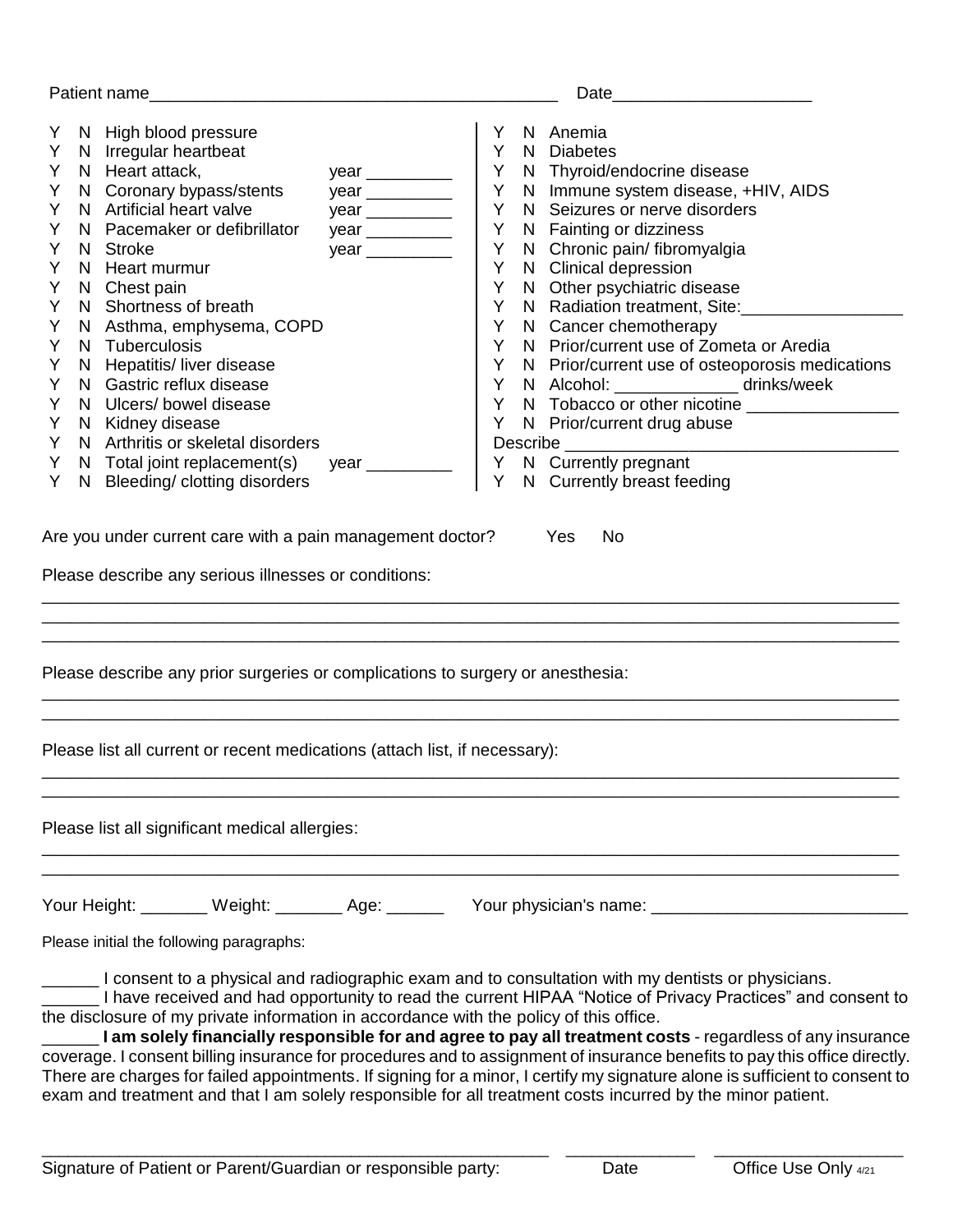Patient name____________________________________________ Date____________________

| | |
|---|---|
| Y N High blood pressure | Y N Anemia |
| Y N Irregular heartbeat | Y N Diabetes |
| Y N Heart attack, year _________ | Y N Thyroid/endocrine disease |
| Y N Coronary bypass/stents year _________ | Y N Immune system disease, +HIV, AIDS |
| Y N Artificial heart valve year _________ | Y N Seizures or nerve disorders |
| Y N Pacemaker or defibrillator year _________ | Y N Fainting or dizziness |
| Y N Stroke year _________ | Y N Chronic pain/ fibromyalgia |
| Y N Heart murmur | Y N Clinical depression |
| Y N Chest pain | Y N Other psychiatric disease |
| Y N Shortness of breath | Y N Radiation treatment, Site:_________________ |
| Y N Asthma, emphysema, COPD | Y N Cancer chemotherapy |
| Y N Tuberculosis | Y N Prior/current use of Zometa or Aredia |
| Y N Hepatitis/ liver disease | Y N Prior/current use of osteoporosis medications |
| Y N Gastric reflux disease | Y N Alcohol: _____________ drinks/week |
| Y N Ulcers/ bowel disease | Y N Tobacco or other nicotine ________________ |
| Y N Kidney disease | Y N Prior/current drug abuse |
| Y N Arthritis or skeletal disorders | Describe ___________________________________ |
| Y N Total joint replacement(s) year _________ | Y N Currently pregnant |
| Y N Bleeding/ clotting disorders | Y N Currently breast feeding |

Are you under current care with a pain management doctor? Yes No

Please describe any serious illnesses or conditions:

_____________________________________________________________________________________

_____________________________________________________________________________________

_____________________________________________________________________________________

Please describe any prior surgeries or complications to surgery or anesthesia:

_____________________________________________________________________________________

_____________________________________________________________________________________

Please list all current or recent medications (attach list, if necessary):

_____________________________________________________________________________________

_____________________________________________________________________________________

Please list all significant medical allergies:

_____________________________________________________________________________________

_____________________________________________________________________________________

Your Height: _______ Weight: _______ Age: ______ Your physician's name: ___________________________

Please initial the following paragraphs:

______ I consent to a physical and radiographic exam and to consultation with my dentists or physicians.

______ I have received and had opportunity to read the current HIPAA "Notice of Privacy Practices" and consent to the disclosure of my private information in accordance with the policy of this office.

______ **I am solely financially responsible for and agree to pay all treatment costs** - regardless of any insurance coverage. I consent billing insurance for procedures and to assignment of insurance benefits to pay this office directly. There are charges for failed appointments. If signing for a minor, I certify my signature alone is sufficient to consent to exam and treatment and that I am solely responsible for all treatment costs incurred by the minor patient.

_______________________________________________________ _____________ ____________________

Signature of Patient or Parent/Guardian or responsible party: Date Office Use Only 4/21